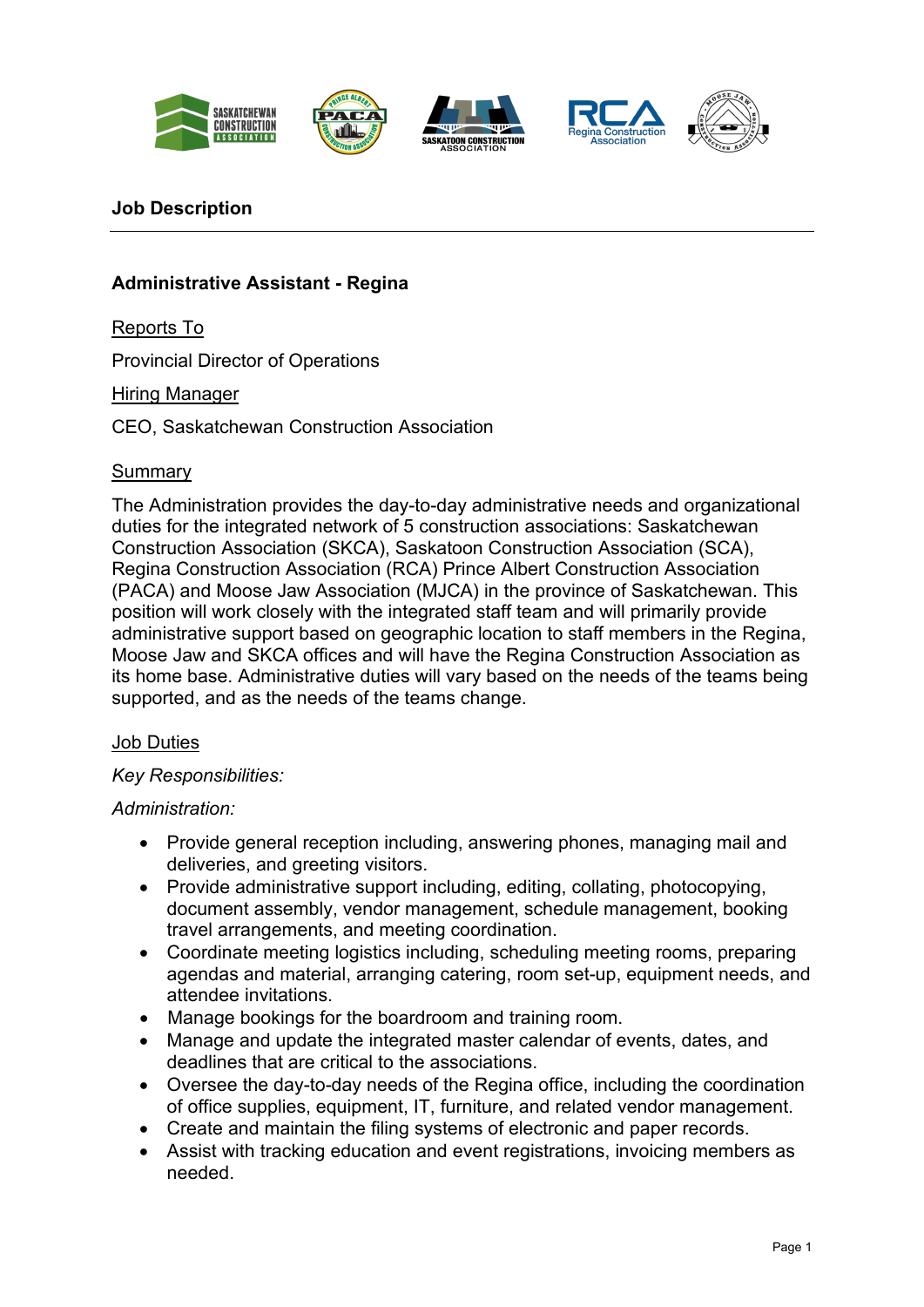## Job Description

### Administrative Assistant - Regina

Reports To

Provincial Director of Operations

Hiring Manager

CEO, Saskatchewan Construction Association

Summary

The Administration provides the day-to-day administrative needs and organizational duties for the integrated network of 5 construction associations: Saskatchewan Construction Association (SKCA), Saskatoon Construction Association (SCA), Regina Construction Association (RCA) Prince Albert Construction Association (PACA) and Moose Jaw Association (MJCA) in the province of Saskatchewan. This position will work closely with the integrated staff team and will primarily provide administrative support based on geographic location to staff members in the Regina, Moose Jaw and SKCA offices and will have the Regina Construction Association as its home base. Administrative duties will vary based on the needs of the teams being supported, and as the needs of the teams change.

Job Duties

*Key Responsibilities:*

*Administration:*

- Provide general reception including, answering phones, managing mail and deliveries, and greeting visitors.
- Provide administrative support including, editing, collating, photocopying, document assembly, vendor management, schedule management, booking travel arrangements, and meeting coordination.
- Coordinate meeting logistics including, scheduling meeting rooms, preparing agendas and material, arranging catering, room set-up, equipment needs, and attendee invitations.
- Manage bookings for the boardroom and training room.
- Manage and update the integrated master calendar of events, dates, and deadlines that are critical to the associations.
- Oversee the day-to-day needs of the Regina office, including the coordination of office supplies, equipment, IT, furniture, and related vendor management.
- Create and maintain the filing systems of electronic and paper records.
- Assist with tracking education and event registrations, invoicing members as needed.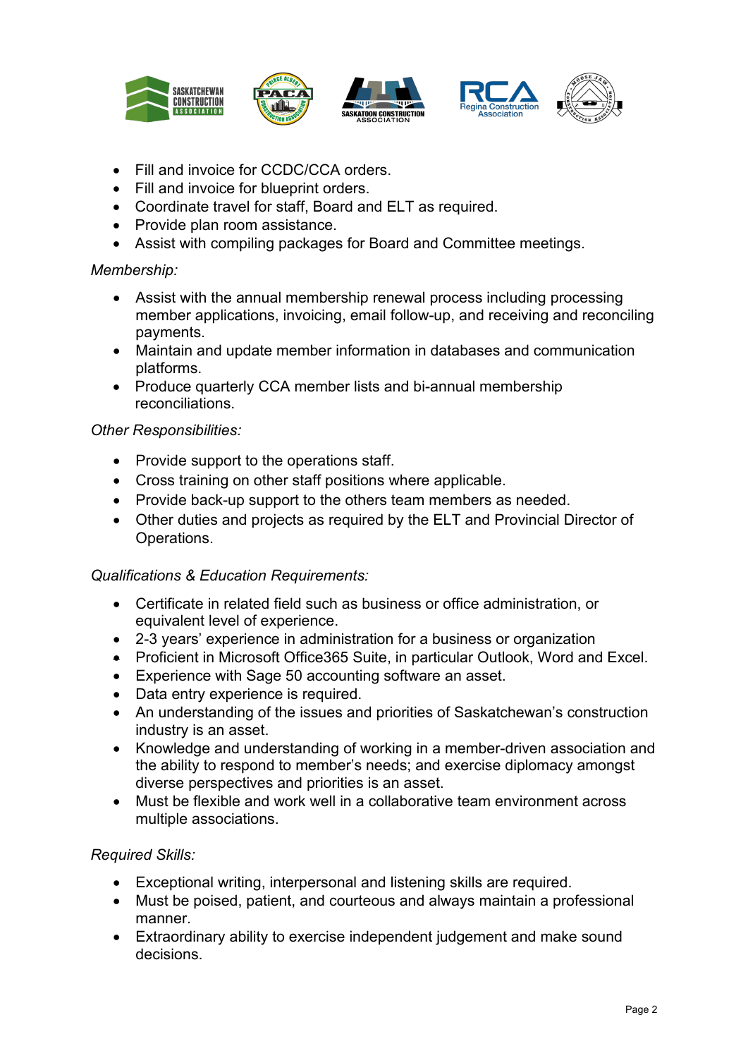- Fill and invoice for CCDC/CCA orders.
- Fill and invoice for blueprint orders.
- Coordinate travel for staff, Board and ELT as required.
- Provide plan room assistance.
- Assist with compiling packages for Board and Committee meetings.

*Membership:*

- Assist with the annual membership renewal process including processing member applications, invoicing, email follow-up, and receiving and reconciling payments.
- Maintain and update member information in databases and communication platforms.
- Produce quarterly CCA member lists and bi-annual membership reconciliations.

*Other Responsibilities:*

- Provide support to the operations staff.
- Cross training on other staff positions where applicable.
- Provide back-up support to the others team members as needed.
- Other duties and projects as required by the ELT and Provincial Director of Operations.

*Qualifications & Education Requirements:*

- Certificate in related field such as business or office administration, or equivalent level of experience.
- 2-3 years' experience in administration for a business or organization
- Proficient in Microsoft Office365 Suite, in particular Outlook, Word and Excel.
- Experience with Sage 50 accounting software an asset.
- Data entry experience is required.
- An understanding of the issues and priorities of Saskatchewan's construction industry is an asset.
- Knowledge and understanding of working in a member-driven association and the ability to respond to member's needs; and exercise diplomacy amongst diverse perspectives and priorities is an asset.
- Must be flexible and work well in a collaborative team environment across multiple associations.

*Required Skills:*

- Exceptional writing, interpersonal and listening skills are required.
- Must be poised, patient, and courteous and always maintain a professional manner.
- Extraordinary ability to exercise independent judgement and make sound decisions.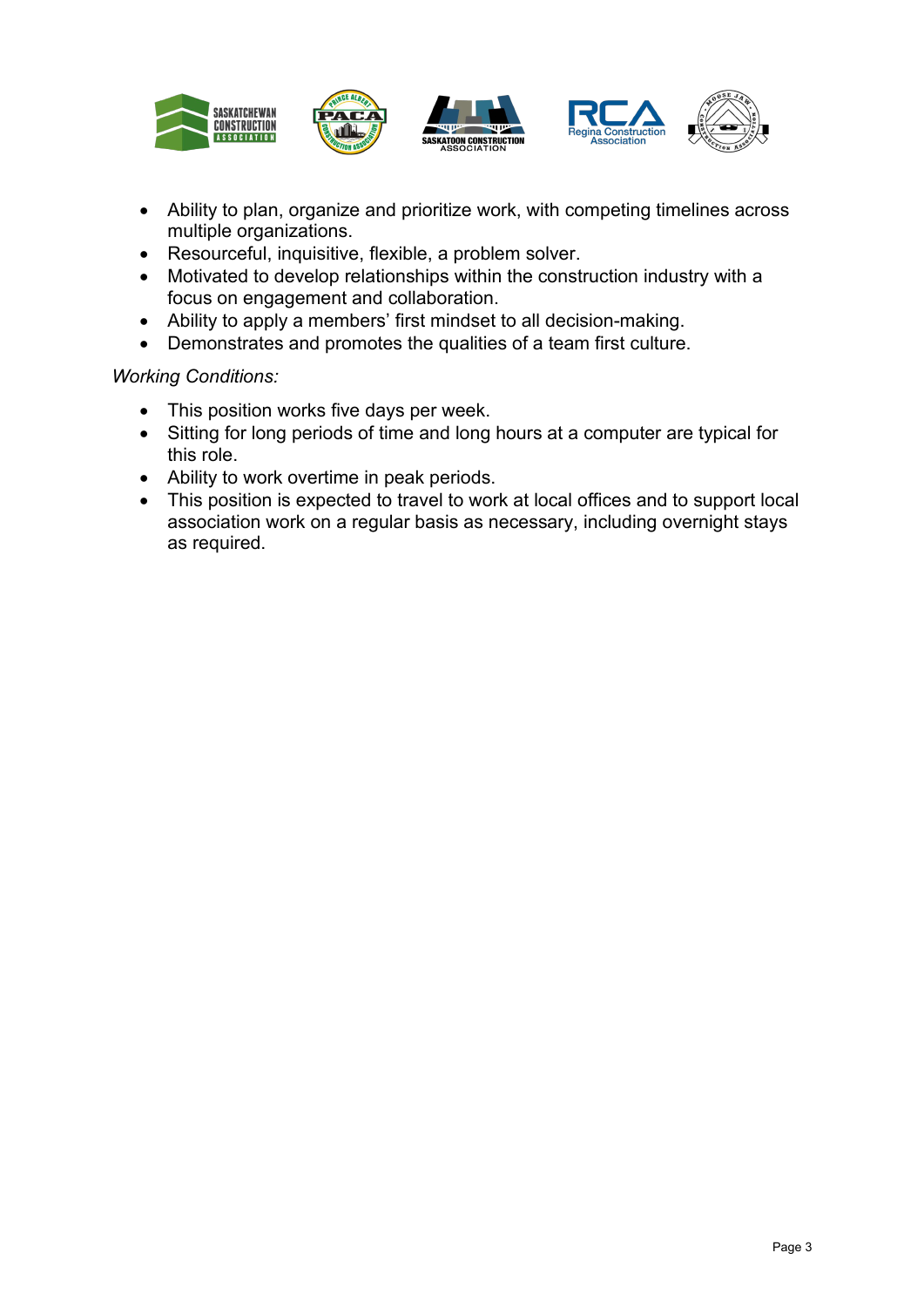- Ability to plan, organize and prioritize work, with competing timelines across multiple organizations.
- Resourceful, inquisitive, flexible, a problem solver.
- Motivated to develop relationships within the construction industry with a focus on engagement and collaboration.
- Ability to apply a members' first mindset to all decision-making.
- Demonstrates and promotes the qualities of a team first culture.

*Working Conditions:*

- This position works five days per week.
- Sitting for long periods of time and long hours at a computer are typical for this role.
- Ability to work overtime in peak periods.
- This position is expected to travel to work at local offices and to support local association work on a regular basis as necessary, including overnight stays as required.